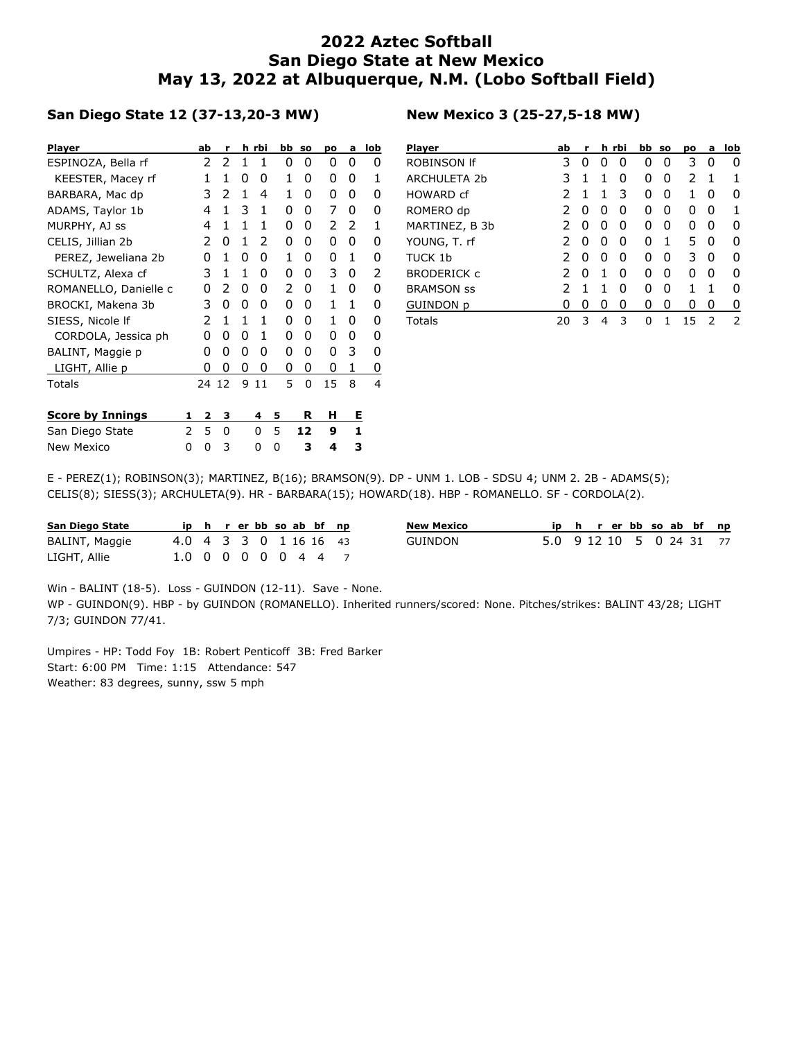# 2022 Aztec Softball
# San Diego State at New Mexico
# May 13, 2022 at Albuquerque, N.M. (Lobo Softball Field)

### San Diego State 12 (37-13,20-3 MW)

| Player | ab | r | h | rbi | bb | so | po | a | lob |
|---|---|---|---|---|---|---|---|---|---|
| ESPINOZA, Bella rf | 2 | 2 | 1 | 1 | 0 | 0 | 0 | 0 | 0 |
| KEESTER, Macey rf | 1 | 1 | 0 | 0 | 1 | 0 | 0 | 0 | 1 |
| BARBARA, Mac dp | 3 | 2 | 1 | 4 | 1 | 0 | 0 | 0 | 0 |
| ADAMS, Taylor 1b | 4 | 1 | 3 | 1 | 0 | 0 | 7 | 0 | 0 |
| MURPHY, AJ ss | 4 | 1 | 1 | 1 | 0 | 0 | 2 | 2 | 1 |
| CELIS, Jillian 2b | 2 | 0 | 1 | 2 | 0 | 0 | 0 | 0 | 0 |
| PEREZ, Jeweliana 2b | 0 | 1 | 0 | 0 | 1 | 0 | 0 | 1 | 0 |
| SCHULTZ, Alexa cf | 3 | 1 | 1 | 0 | 0 | 0 | 3 | 0 | 2 |
| ROMANELLO, Danielle c | 0 | 2 | 0 | 0 | 2 | 0 | 1 | 0 | 0 |
| BROCKI, Makena 3b | 3 | 0 | 0 | 0 | 0 | 0 | 1 | 1 | 0 |
| SIESS, Nicole lf | 2 | 1 | 1 | 1 | 0 | 0 | 1 | 0 | 0 |
| CORDOLA, Jessica ph | 0 | 0 | 0 | 1 | 0 | 0 | 0 | 0 | 0 |
| BALINT, Maggie p | 0 | 0 | 0 | 0 | 0 | 0 | 0 | 3 | 0 |
| LIGHT, Allie p | 0 | 0 | 0 | 0 | 0 | 0 | 0 | 1 | 0 |
| Totals | 24 | 12 | 9 | 11 | 5 | 0 | 15 | 8 | 4 |

### New Mexico 3 (25-27,5-18 MW)

| Player | ab | r | h | rbi | bb | so | po | a | lob |
|---|---|---|---|---|---|---|---|---|---|
| ROBINSON lf | 3 | 0 | 0 | 0 | 0 | 0 | 3 | 0 | 0 |
| ARCHULETA 2b | 3 | 1 | 1 | 0 | 0 | 0 | 2 | 1 | 1 |
| HOWARD cf | 2 | 1 | 1 | 3 | 0 | 0 | 1 | 0 | 0 |
| ROMERO dp | 2 | 0 | 0 | 0 | 0 | 0 | 0 | 0 | 1 |
| MARTINEZ, B 3b | 2 | 0 | 0 | 0 | 0 | 0 | 0 | 0 | 0 |
| YOUNG, T. rf | 2 | 0 | 0 | 0 | 0 | 1 | 5 | 0 | 0 |
| TUCK 1b | 2 | 0 | 0 | 0 | 0 | 0 | 3 | 0 | 0 |
| BRODERICK c | 2 | 0 | 1 | 0 | 0 | 0 | 0 | 0 | 0 |
| BRAMSON ss | 2 | 1 | 1 | 0 | 0 | 0 | 1 | 1 | 0 |
| GUINDON p | 0 | 0 | 0 | 0 | 0 | 0 | 0 | 0 | 0 |
| Totals | 20 | 3 | 4 | 3 | 0 | 1 | 15 | 2 | 2 |

| Score by Innings | 1 | 2 | 3 | 4 | 5 | R | H | E |
|---|---|---|---|---|---|---|---|---|
| San Diego State | 2 | 5 | 0 | 0 | 5 | **12** | **9** | **1** |
| New Mexico | 0 | 0 | 3 | 0 | 0 | **3** | **4** | **3** |

E - PEREZ(1); ROBINSON(3); MARTINEZ, B(16); BRAMSON(9). DP - UNM 1. LOB - SDSU 4; UNM 2. 2B - ADAMS(5); CELIS(8); SIESS(3); ARCHULETA(9). HR - BARBARA(15); HOWARD(18). HBP - ROMANELLO. SF - CORDOLA(2).

| San Diego State | ip | h | r | er | bb | so | ab | bf | np |
|---|---|---|---|---|---|---|---|---|---|
| BALINT, Maggie | 4.0 | 4 | 3 | 3 | 0 | 1 | 16 | 16 | 43 |
| LIGHT, Allie | 1.0 | 0 | 0 | 0 | 0 | 0 | 4 | 4 | 7 |

| New Mexico | ip | h | r | er | bb | so | ab | bf | np |
|---|---|---|---|---|---|---|---|---|---|
| GUINDON | 5.0 | 9 | 12 | 10 | 5 | 0 | 24 | 31 | 77 |

Win - BALINT (18-5). Loss - GUINDON (12-11). Save - None.
WP - GUINDON(9). HBP - by GUINDON (ROMANELLO). Inherited runners/scored: None. Pitches/strikes: BALINT 43/28; LIGHT 7/3; GUINDON 77/41.

Umpires - HP: Todd Foy 1B: Robert Penticoff 3B: Fred Barker
Start: 6:00 PM Time: 1:15 Attendance: 547
Weather: 83 degrees, sunny, ssw 5 mph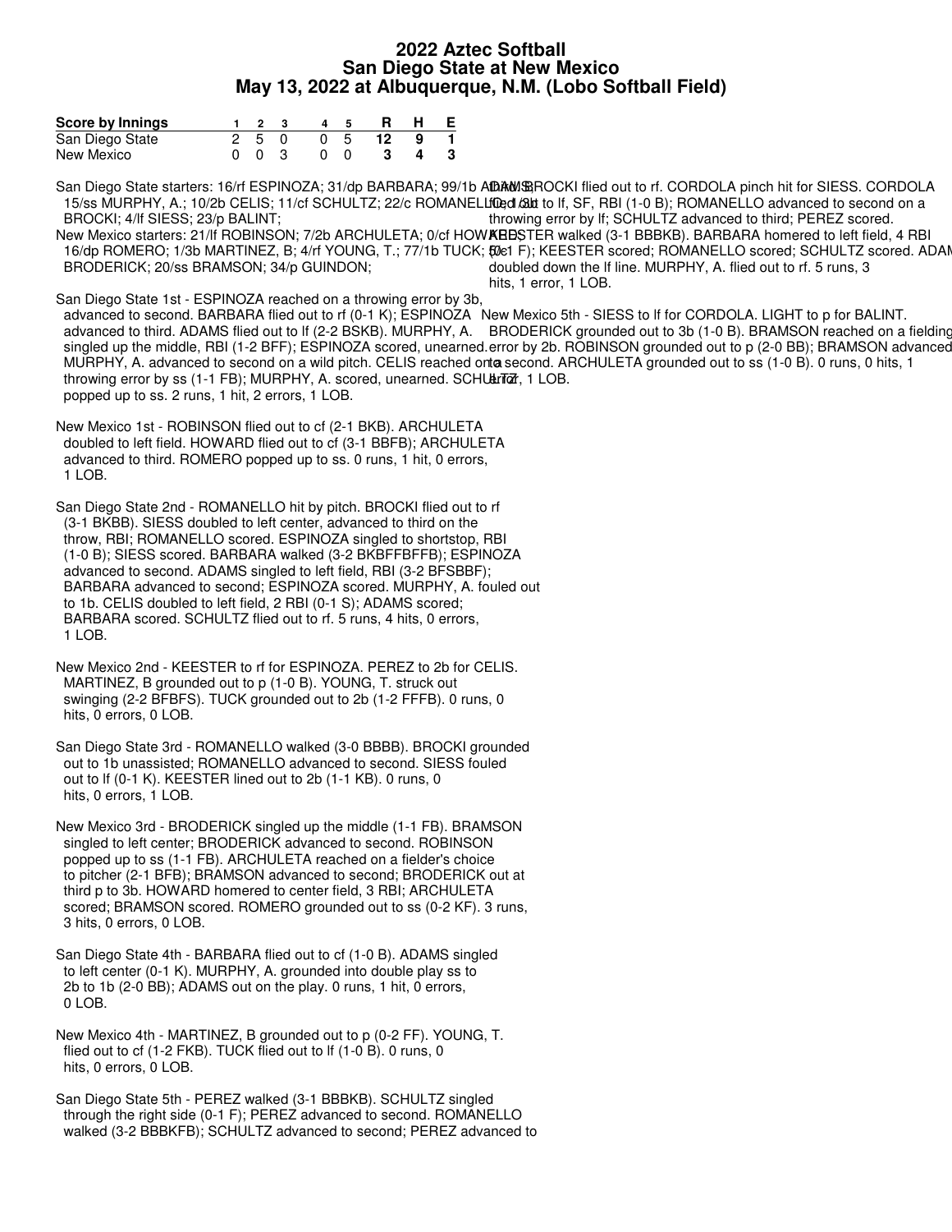# 2022 Aztec Softball
# San Diego State at New Mexico
# May 13, 2022 at Albuquerque, N.M. (Lobo Softball Field)

| Score by Innings | 1 | 2 | 3 | 4 | 5 | R | H | E |
|---|---|---|---|---|---|---|---|---|
| San Diego State | 2 | 5 | 0 | 0 | 5 | 12 | 9 | 1 |
| New Mexico | 0 | 0 | 3 | 0 | 0 | 3 | 4 | 3 |

San Diego State starters: 16/rf ESPINOZA; 31/dp BARBARA; 99/1b ADAMS; 15/ss MURPHY, A.; 10/2b CELIS; 11/cf SCHULTZ; 22/c ROMANELLO; 1/3b BROCKI; 4/lf SIESS; 23/p BALINT;

New Mexico starters: 21/lf ROBINSON; 7/2b ARCHULETA; 0/cf HOWARD; 16/dp ROMERO; 1/3b MARTINEZ, B; 4/rf YOUNG, T.; 77/1b TUCK; 5/c BRODERICK; 20/ss BRAMSON; 34/p GUINDON;

San Diego State 1st - ESPINOZA reached on a throwing error by 3b, advanced to second. BARBARA flied out to rf (0-1 K); ESPINOZA advanced to third. ADAMS flied out to lf (2-2 BSKB). MURPHY, A. singled up the middle, RBI (1-2 BFF); ESPINOZA scored, unearned. MURPHY, A. advanced to second on a wild pitch. CELIS reached on a throwing error by ss (1-1 FB); MURPHY, A. scored, unearned. SCHULTZ popped up to ss. 2 runs, 1 hit, 2 errors, 1 LOB.

New Mexico 1st - ROBINSON flied out to cf (2-1 BKB). ARCHULETA doubled to left field. HOWARD flied out to cf (3-1 BBFB); ARCHULETA advanced to third. ROMERO popped up to ss. 0 runs, 1 hit, 0 errors, 1 LOB.

San Diego State 2nd - ROMANELLO hit by pitch. BROCKI flied out to rf (3-1 BKBB). SIESS doubled to left center, advanced to third on the throw, RBI; ROMANELLO scored. ESPINOZA singled to shortstop, RBI (1-0 B); SIESS scored. BARBARA walked (3-2 BKBFFBFFB); ESPINOZA advanced to second. ADAMS singled to left field, RBI (3-2 BFSBBF); BARBARA advanced to second; ESPINOZA scored. MURPHY, A. fouled out to 1b. CELIS doubled to left field, 2 RBI (0-1 S); ADAMS scored; BARBARA scored. SCHULTZ flied out to rf. 5 runs, 4 hits, 0 errors, 1 LOB.

New Mexico 2nd - KEESTER to rf for ESPINOZA. PEREZ to 2b for CELIS. MARTINEZ, B grounded out to p (1-0 B). YOUNG, T. struck out swinging (2-2 BFBFS). TUCK grounded out to 2b (1-2 FFFB). 0 runs, 0 hits, 0 errors, 0 LOB.

San Diego State 3rd - ROMANELLO walked (3-0 BBBB). BROCKI grounded out to 1b unassisted; ROMANELLO advanced to second. SIESS fouled out to lf (0-1 K). KEESTER lined out to 2b (1-1 KB). 0 runs, 0 hits, 0 errors, 1 LOB.

New Mexico 3rd - BRODERICK singled up the middle (1-1 FB). BRAMSON singled to left center; BRODERICK advanced to second. ROBINSON popped up to ss (1-1 FB). ARCHULETA reached on a fielder's choice to pitcher (2-1 BFB); BRAMSON advanced to second; BRODERICK out at third p to 3b. HOWARD homered to center field, 3 RBI; ARCHULETA scored; BRAMSON scored. ROMERO grounded out to ss (0-2 KF). 3 runs, 3 hits, 0 errors, 0 LOB.

San Diego State 4th - BARBARA flied out to cf (1-0 B). ADAMS singled to left center (0-1 K). MURPHY, A. grounded into double play ss to 2b to 1b (2-0 BB); ADAMS out on the play. 0 runs, 1 hit, 0 errors, 0 LOB.

New Mexico 4th - MARTINEZ, B grounded out to p (0-2 FF). YOUNG, T. flied out to cf (1-2 FKB). TUCK flied out to lf (1-0 B). 0 runs, 0 hits, 0 errors, 0 LOB.

San Diego State 5th - PEREZ walked (3-1 BBBKB). SCHULTZ singled through the right side (0-1 F); PEREZ advanced to second. ROMANELLO walked (3-2 BBBKFB); SCHULTZ advanced to second; PEREZ advanced to third. BROCKI flied out to rf. CORDOLA pinch hit for SIESS. CORDOLA flied out to lf, SF, RBI (1-0 B); ROMANELLO advanced to second on a throwing error by lf; SCHULTZ advanced to third; PEREZ scored. KEESTER walked (3-1 BBBKB). BARBARA homered to left field, 4 RBI (0-1 F); KEESTER scored; ROMANELLO scored; SCHULTZ scored. ADAMS doubled down the lf line. MURPHY, A. flied out to rf. 5 runs, 3 hits, 1 error, 1 LOB.

New Mexico 5th - SIESS to lf for CORDOLA. LIGHT to p for BALINT. BRODERICK grounded out to 3b (1-0 B). BRAMSON reached on a fielding error by 2b. ROBINSON grounded out to p (2-0 BB); BRAMSON advanced to second. ARCHULETA grounded out to ss (1-0 B). 0 runs, 0 hits, 1 error, 1 LOB.